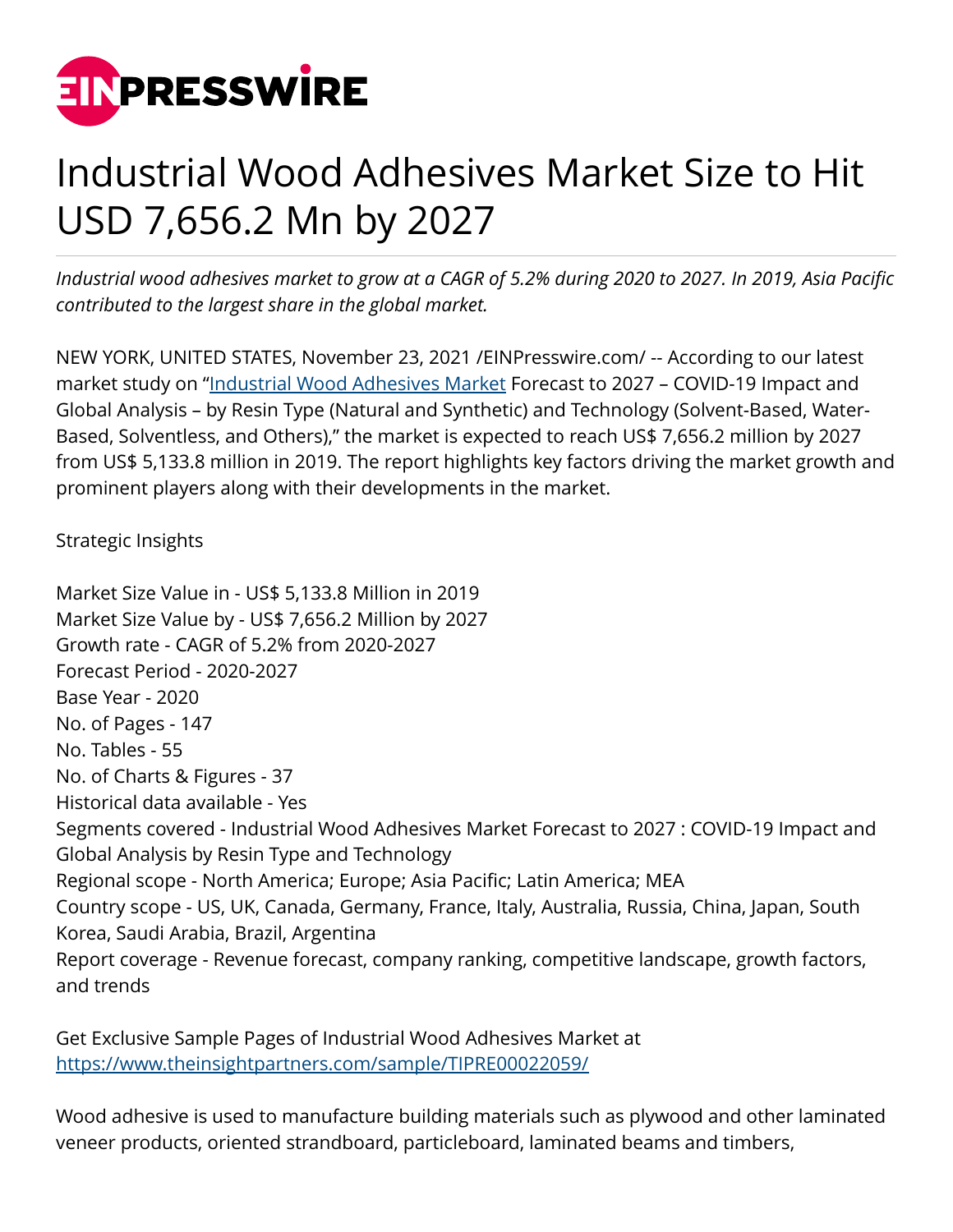# Industrial Wood Adhesives Market Size to Hit USD 7,656.2 Mn by 2027

*Industrial wood adhesives market to grow at a CAGR of 5.2% during 2020 to 2027. In 2019, Asia Pacific contributed to the largest share in the global market.*

NEW YORK, UNITED STATES, November 23, 2021 /EINPresswire.com/ -- According to our latest market study on "[Industrial Wood Adhesives Market](https://www.theinsightpartners.com) Forecast to 2027 – COVID-19 Impact and Global Analysis – by Resin Type (Natural and Synthetic) and Technology (Solvent-Based, Water-Based, Solventless, and Others)," the market is expected to reach US$ 7,656.2 million by 2027 from US$ 5,133.8 million in 2019. The report highlights key factors driving the market growth and prominent players along with their developments in the market.

Strategic Insights

Market Size Value in - US$ 5,133.8 Million in 2019
Market Size Value by - US$ 7,656.2 Million by 2027
Growth rate - CAGR of 5.2% from 2020-2027
Forecast Period - 2020-2027
Base Year - 2020
No. of Pages - 147
No. Tables - 55
No. of Charts & Figures - 37
Historical data available - Yes
Segments covered - Industrial Wood Adhesives Market Forecast to 2027 : COVID-19 Impact and Global Analysis by Resin Type and Technology
Regional scope - North America; Europe; Asia Pacific; Latin America; MEA
Country scope - US, UK, Canada, Germany, France, Italy, Australia, Russia, China, Japan, South Korea, Saudi Arabia, Brazil, Argentina
Report coverage - Revenue forecast, company ranking, competitive landscape, growth factors, and trends

Get Exclusive Sample Pages of Industrial Wood Adhesives Market at
https://www.theinsightpartners.com/sample/TIPRE00022059/

Wood adhesive is used to manufacture building materials such as plywood and other laminated veneer products, oriented strandboard, particleboard, laminated beams and timbers,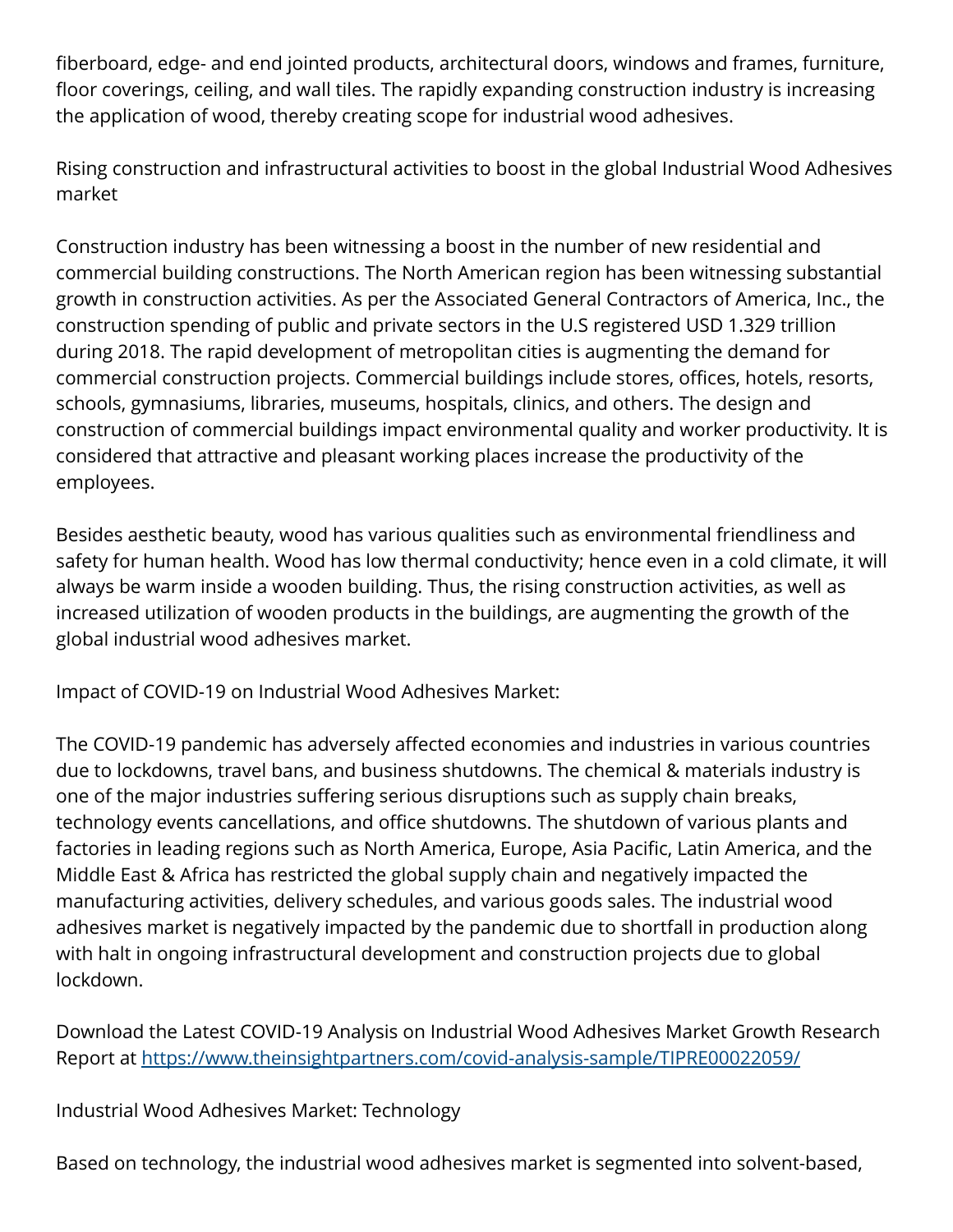fiberboard, edge- and end jointed products, architectural doors, windows and frames, furniture, floor coverings, ceiling, and wall tiles. The rapidly expanding construction industry is increasing the application of wood, thereby creating scope for industrial wood adhesives.

Rising construction and infrastructural activities to boost in the global Industrial Wood Adhesives market

Construction industry has been witnessing a boost in the number of new residential and commercial building constructions. The North American region has been witnessing substantial growth in construction activities. As per the Associated General Contractors of America, Inc., the construction spending of public and private sectors in the U.S registered USD 1.329 trillion during 2018. The rapid development of metropolitan cities is augmenting the demand for commercial construction projects. Commercial buildings include stores, offices, hotels, resorts, schools, gymnasiums, libraries, museums, hospitals, clinics, and others. The design and construction of commercial buildings impact environmental quality and worker productivity. It is considered that attractive and pleasant working places increase the productivity of the employees.

Besides aesthetic beauty, wood has various qualities such as environmental friendliness and safety for human health. Wood has low thermal conductivity; hence even in a cold climate, it will always be warm inside a wooden building. Thus, the rising construction activities, as well as increased utilization of wooden products in the buildings, are augmenting the growth of the global industrial wood adhesives market.

Impact of COVID-19 on Industrial Wood Adhesives Market:

The COVID-19 pandemic has adversely affected economies and industries in various countries due to lockdowns, travel bans, and business shutdowns. The chemical & materials industry is one of the major industries suffering serious disruptions such as supply chain breaks, technology events cancellations, and office shutdowns. The shutdown of various plants and factories in leading regions such as North America, Europe, Asia Pacific, Latin America, and the Middle East & Africa has restricted the global supply chain and negatively impacted the manufacturing activities, delivery schedules, and various goods sales. The industrial wood adhesives market is negatively impacted by the pandemic due to shortfall in production along with halt in ongoing infrastructural development and construction projects due to global lockdown.

Download the Latest COVID-19 Analysis on Industrial Wood Adhesives Market Growth Research Report at [https://www.theinsightpartners.com/covid-analysis-sample/TIPRE00022059/](https://www.theinsightpartners.com/covid-analysis-sample/TIPRE00022059/)

Industrial Wood Adhesives Market: Technology

Based on technology, the industrial wood adhesives market is segmented into solvent-based,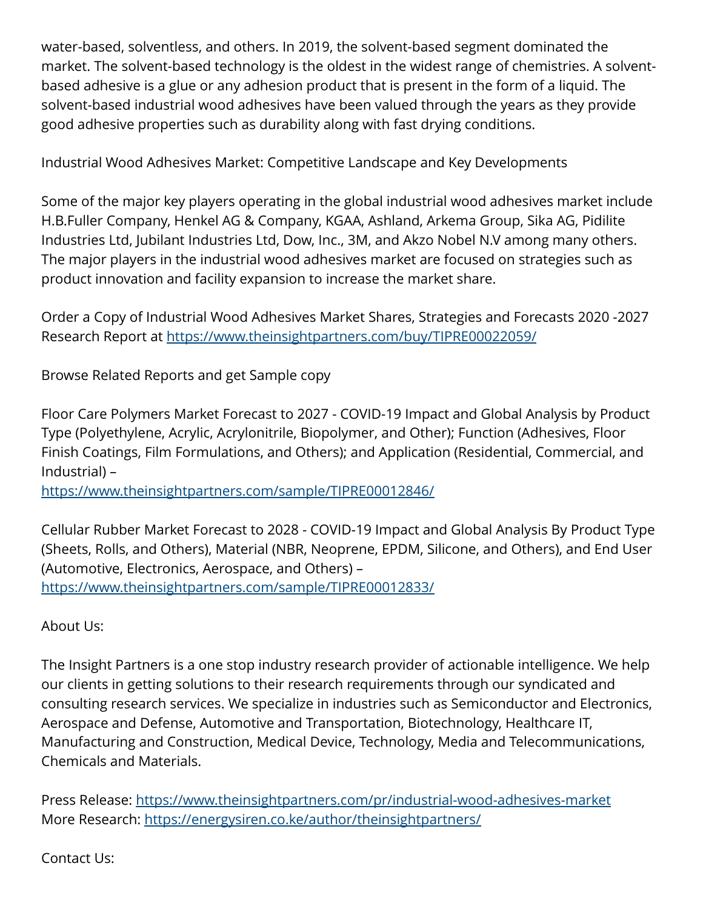water-based, solventless, and others. In 2019, the solvent-based segment dominated the market. The solvent-based technology is the oldest in the widest range of chemistries. A solvent-based adhesive is a glue or any adhesion product that is present in the form of a liquid. The solvent-based industrial wood adhesives have been valued through the years as they provide good adhesive properties such as durability along with fast drying conditions.

## Industrial Wood Adhesives Market: Competitive Landscape and Key Developments

Some of the major key players operating in the global industrial wood adhesives market include H.B.Fuller Company, Henkel AG & Company, KGAA, Ashland, Arkema Group, Sika AG, Pidilite Industries Ltd, Jubilant Industries Ltd, Dow, Inc., 3M, and Akzo Nobel N.V among many others. The major players in the industrial wood adhesives market are focused on strategies such as product innovation and facility expansion to increase the market share.

Order a Copy of Industrial Wood Adhesives Market Shares, Strategies and Forecasts 2020 -2027 Research Report at https://www.theinsightpartners.com/buy/TIPRE00022059/

Browse Related Reports and get Sample copy

Floor Care Polymers Market Forecast to 2027 - COVID-19 Impact and Global Analysis by Product Type (Polyethylene, Acrylic, Acrylonitrile, Biopolymer, and Other); Function (Adhesives, Floor Finish Coatings, Film Formulations, and Others); and Application (Residential, Commercial, and Industrial) –
https://www.theinsightpartners.com/sample/TIPRE00012846/

Cellular Rubber Market Forecast to 2028 - COVID-19 Impact and Global Analysis By Product Type (Sheets, Rolls, and Others), Material (NBR, Neoprene, EPDM, Silicone, and Others), and End User (Automotive, Electronics, Aerospace, and Others) –
https://www.theinsightpartners.com/sample/TIPRE00012833/

About Us:

The Insight Partners is a one stop industry research provider of actionable intelligence. We help our clients in getting solutions to their research requirements through our syndicated and consulting research services. We specialize in industries such as Semiconductor and Electronics, Aerospace and Defense, Automotive and Transportation, Biotechnology, Healthcare IT, Manufacturing and Construction, Medical Device, Technology, Media and Telecommunications, Chemicals and Materials.

Press Release: https://www.theinsightpartners.com/pr/industrial-wood-adhesives-market
More Research: https://energysiren.co.ke/author/theinsightpartners/

Contact Us: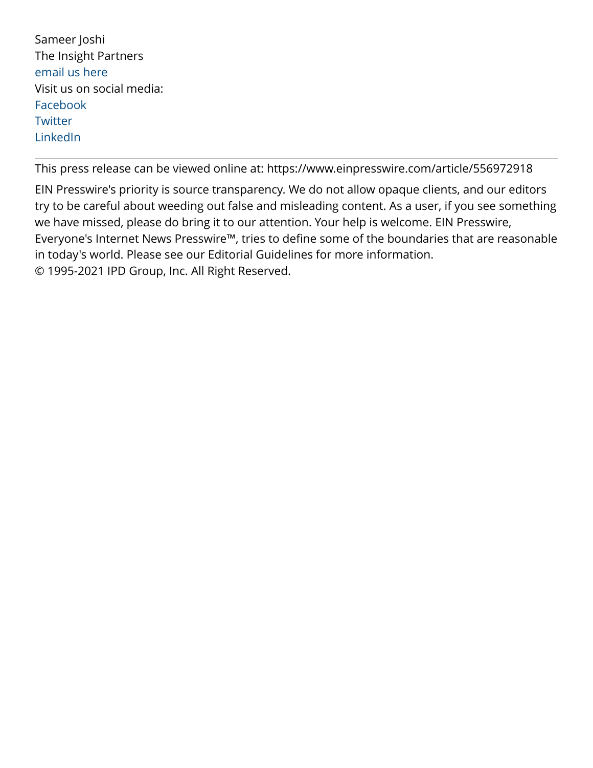Sameer Joshi
The Insight Partners
email us here
Visit us on social media:
Facebook
Twitter
LinkedIn

---

This press release can be viewed online at: https://www.einpresswire.com/article/556972918

EIN Presswire's priority is source transparency. We do not allow opaque clients, and our editors try to be careful about weeding out false and misleading content. As a user, if you see something we have missed, please do bring it to our attention. Your help is welcome. EIN Presswire, Everyone's Internet News Presswire™, tries to define some of the boundaries that are reasonable in today's world. Please see our Editorial Guidelines for more information.
© 1995-2021 IPD Group, Inc. All Right Reserved.